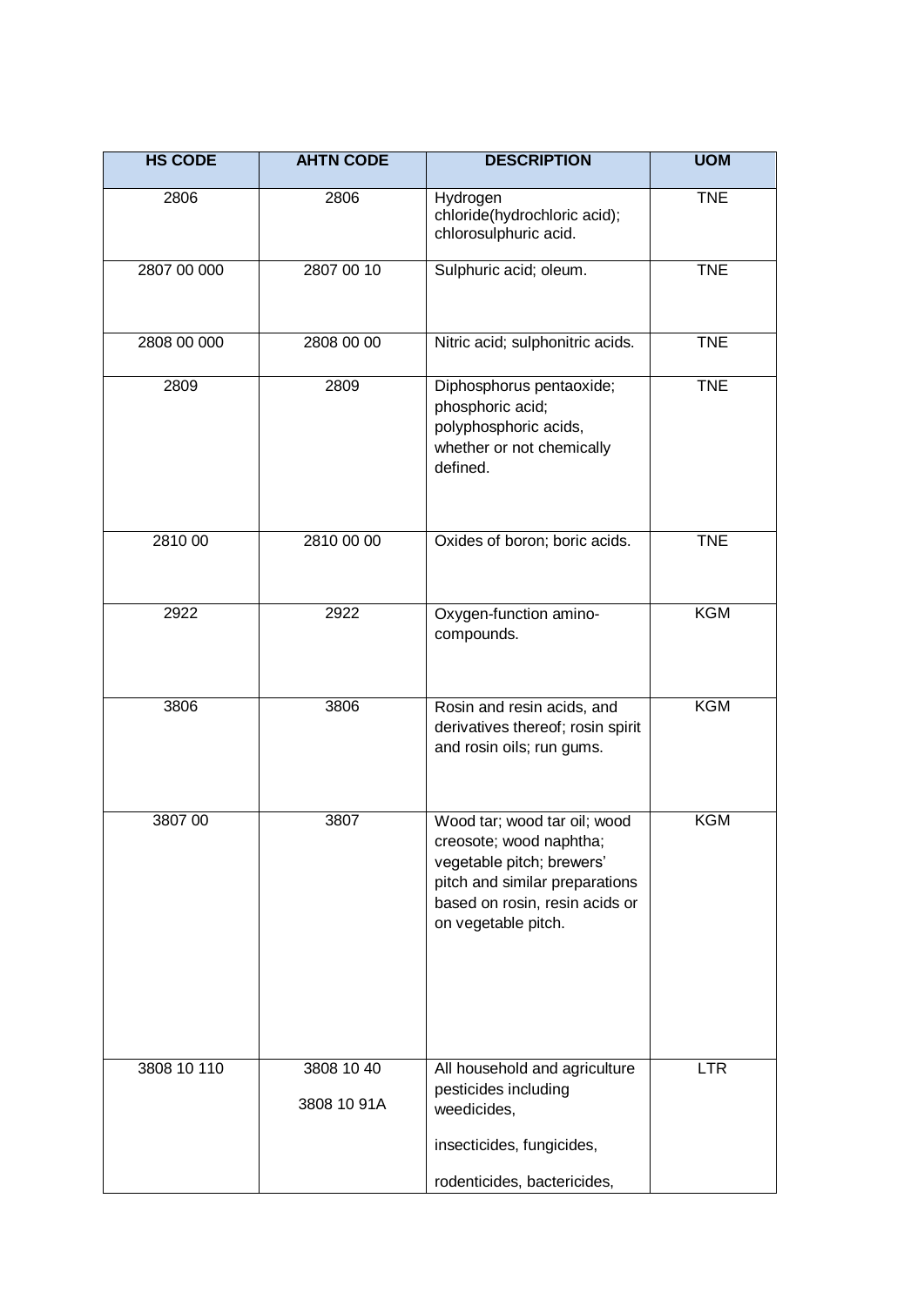| HS CODE | AHTN CODE | DESCRIPTION | UOM |
|---|---|---|---|
| 2806 | 2806 | Hydrogen chloride(hydrochloric acid); chlorosulphuric acid. | TNE |
| 2807 00 000 | 2807 00 10 | Sulphuric acid; oleum. | TNE |
| 2808 00 000 | 2808 00 00 | Nitric acid; sulphonitric acids. | TNE |
| 2809 | 2809 | Diphosphorus pentaoxide; phosphoric acid; polyphosphoric acids, whether or not chemically defined. | TNE |
| 2810 00 | 2810 00 00 | Oxides of boron; boric acids. | TNE |
| 2922 | 2922 | Oxygen-function amino-compounds. | KGM |
| 3806 | 3806 | Rosin and resin acids, and derivatives thereof; rosin spirit and rosin oils; run gums. | KGM |
| 3807 00 | 3807 | Wood tar; wood tar oil; wood creosote; wood naphtha; vegetable pitch; brewers' pitch and similar preparations based on rosin, resin acids or on vegetable pitch. | KGM |
| 3808 10 110 | 3808 10 40<br>3808 10 91A | All household and agriculture pesticides including weedicides,<br>insecticides, fungicides,<br>rodenticides, bactericides, | LTR |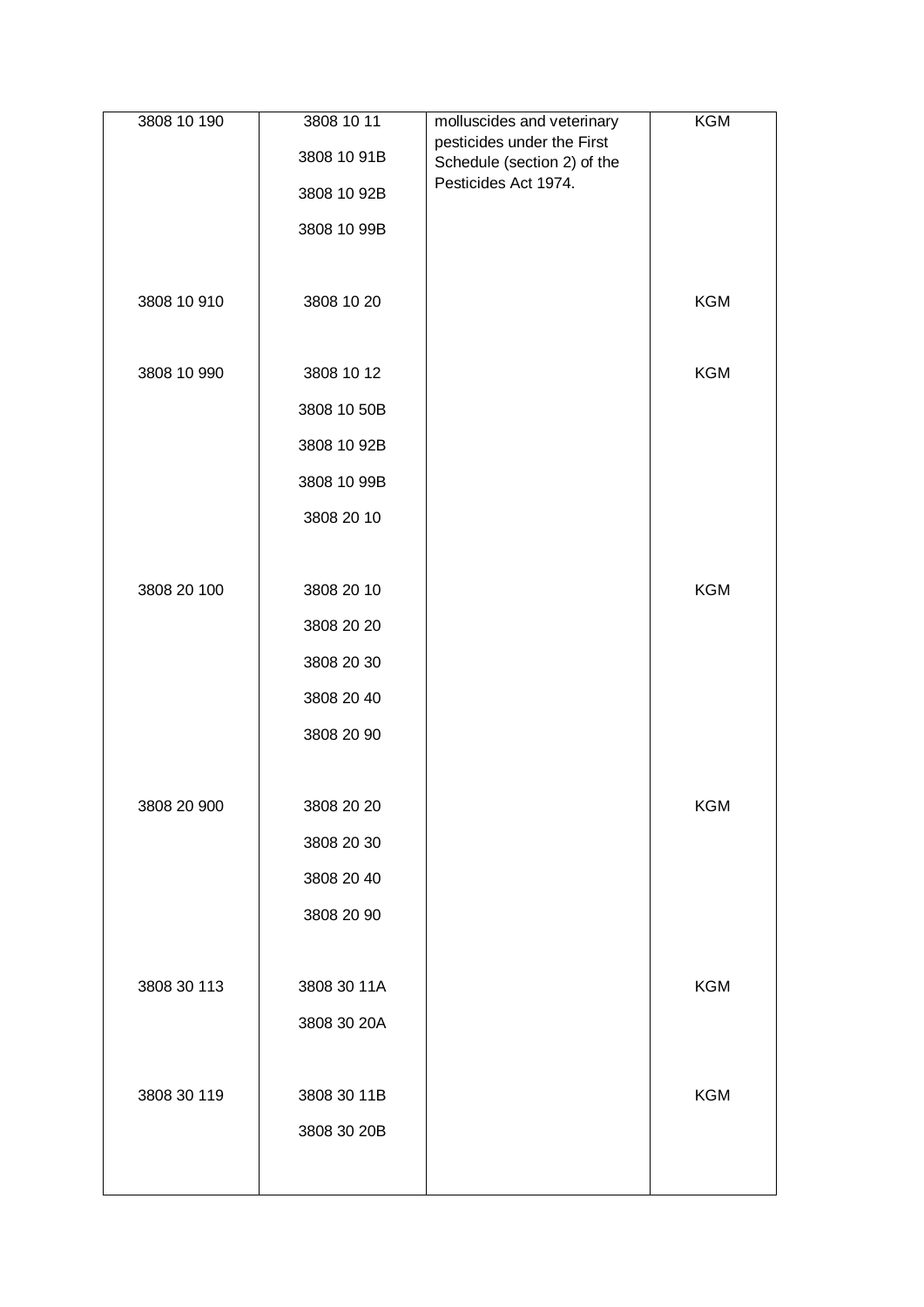| | | | |
|---|---|---|---|
| 3808 10 190 | 3808 10 11<br>3808 10 91B<br>3808 10 92B<br>3808 10 99B | molluscides and veterinary pesticides under the First Schedule (section 2) of the Pesticides Act 1974. | KGM |
| 3808 10 910 | 3808 10 20 | | KGM |
| 3808 10 990 | 3808 10 12<br>3808 10 50B<br>3808 10 92B<br>3808 10 99B<br>3808 20 10 | | KGM |
| 3808 20 100 | 3808 20 10<br>3808 20 20<br>3808 20 30<br>3808 20 40<br>3808 20 90 | | KGM |
| 3808 20 900 | 3808 20 20<br>3808 20 30<br>3808 20 40<br>3808 20 90 | | KGM |
| 3808 30 113 | 3808 30 11A<br>3808 30 20A | | KGM |
| 3808 30 119 | 3808 30 11B<br>3808 30 20B | | KGM |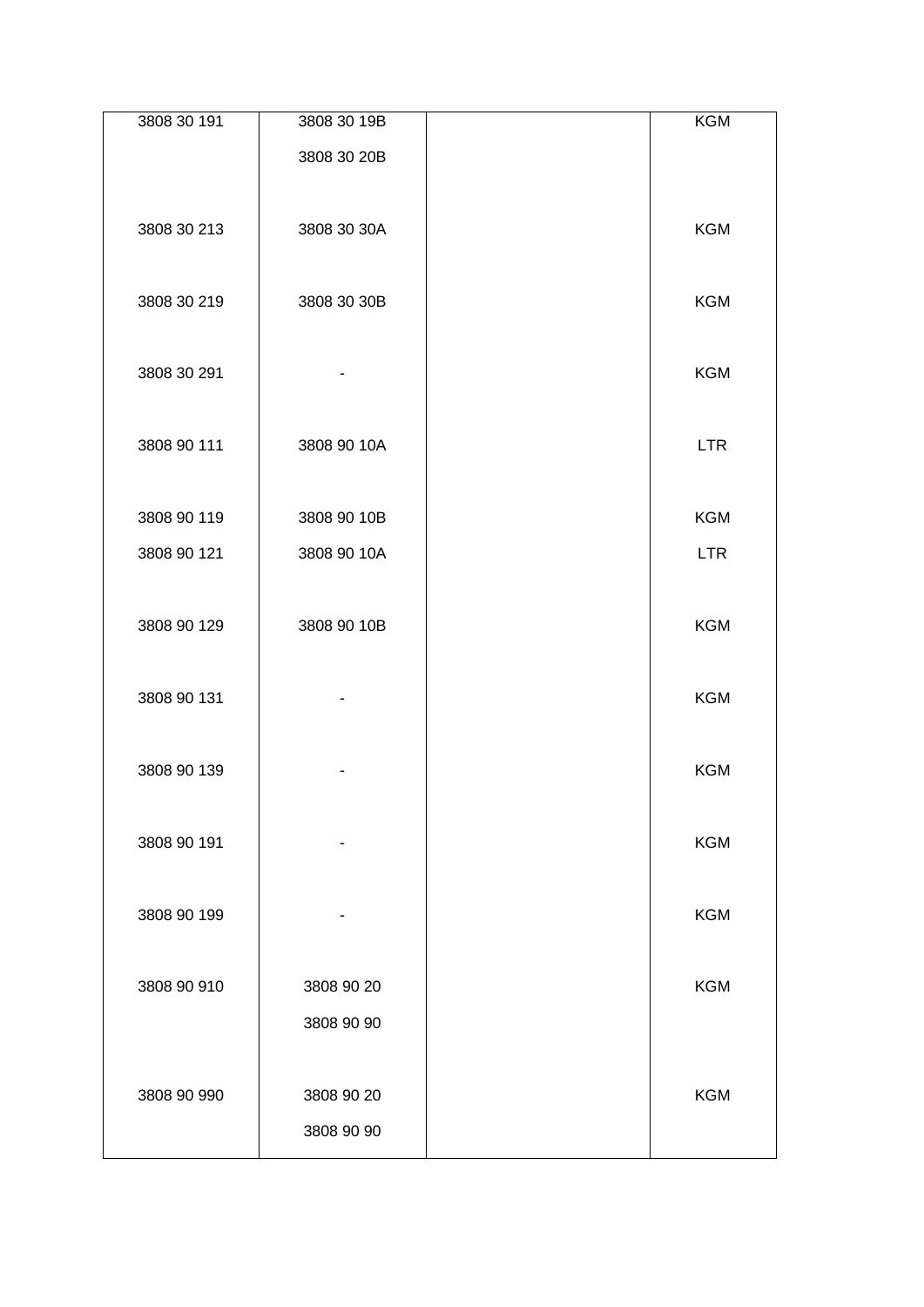| | | | |
|---|---|---|---|
| 3808 30 191 | 3808 30 19B<br>3808 30 20B | | KGM |
| 3808 30 213 | 3808 30 30A | | KGM |
| 3808 30 219 | 3808 30 30B | | KGM |
| 3808 30 291 | - | | KGM |
| 3808 90 111 | 3808 90 10A | | LTR |
| 3808 90 119 | 3808 90 10B | | KGM |
| 3808 90 121 | 3808 90 10A | | LTR |
| 3808 90 129 | 3808 90 10B | | KGM |
| 3808 90 131 | - | | KGM |
| 3808 90 139 | - | | KGM |
| 3808 90 191 | - | | KGM |
| 3808 90 199 | - | | KGM |
| 3808 90 910 | 3808 90 20<br>3808 90 90 | | KGM |
| 3808 90 990 | 3808 90 20<br>3808 90 90 | | KGM |